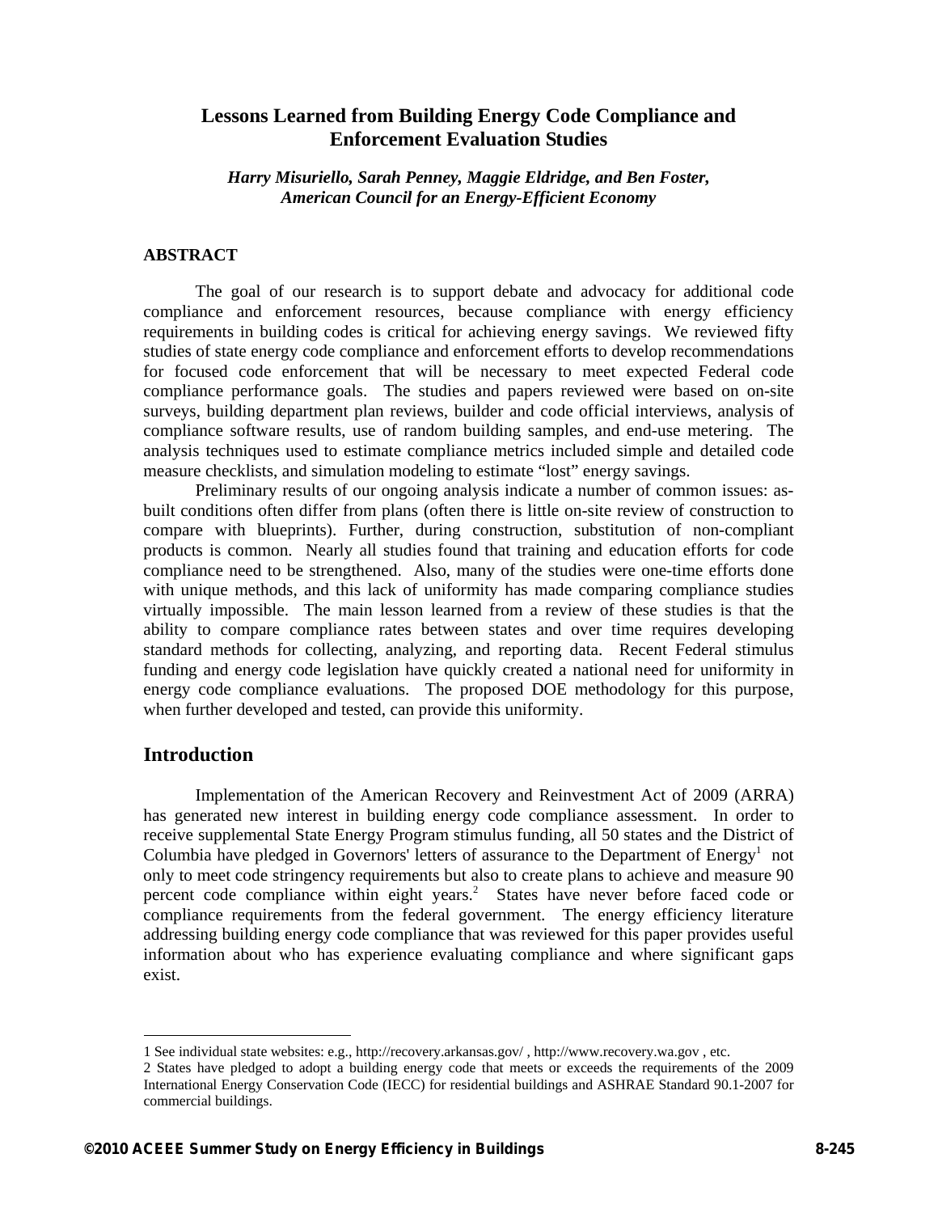# Lessons Learned from Building Energy Code Compliance and Enforcement Evaluation Studies

*Harry Misuriello, Sarah Penney, Maggie Eldridge, and Ben Foster, American Council for an Energy-Efficient Economy*

## ABSTRACT

The goal of our research is to support debate and advocacy for additional code compliance and enforcement resources, because compliance with energy efficiency requirements in building codes is critical for achieving energy savings. We reviewed fifty studies of state energy code compliance and enforcement efforts to develop recommendations for focused code enforcement that will be necessary to meet expected Federal code compliance performance goals. The studies and papers reviewed were based on on-site surveys, building department plan reviews, builder and code official interviews, analysis of compliance software results, use of random building samples, and end-use metering. The analysis techniques used to estimate compliance metrics included simple and detailed code measure checklists, and simulation modeling to estimate "lost" energy savings.

Preliminary results of our ongoing analysis indicate a number of common issues: as-built conditions often differ from plans (often there is little on-site review of construction to compare with blueprints). Further, during construction, substitution of non-compliant products is common. Nearly all studies found that training and education efforts for code compliance need to be strengthened. Also, many of the studies were one-time efforts done with unique methods, and this lack of uniformity has made comparing compliance studies virtually impossible. The main lesson learned from a review of these studies is that the ability to compare compliance rates between states and over time requires developing standard methods for collecting, analyzing, and reporting data. Recent Federal stimulus funding and energy code legislation have quickly created a national need for uniformity in energy code compliance evaluations. The proposed DOE methodology for this purpose, when further developed and tested, can provide this uniformity.

## Introduction

Implementation of the American Recovery and Reinvestment Act of 2009 (ARRA) has generated new interest in building energy code compliance assessment. In order to receive supplemental State Energy Program stimulus funding, all 50 states and the District of Columbia have pledged in Governors' letters of assurance to the Department of Energy[1] not only to meet code stringency requirements but also to create plans to achieve and measure 90 percent code compliance within eight years.[2] States have never before faced code or compliance requirements from the federal government. The energy efficiency literature addressing building energy code compliance that was reviewed for this paper provides useful information about who has experience evaluating compliance and where significant gaps exist.

---

1 See individual state websites: e.g., http://recovery.arkansas.gov/ , http://www.recovery.wa.gov , etc.

2 States have pledged to adopt a building energy code that meets or exceeds the requirements of the 2009 International Energy Conservation Code (IECC) for residential buildings and ASHRAE Standard 90.1-2007 for commercial buildings.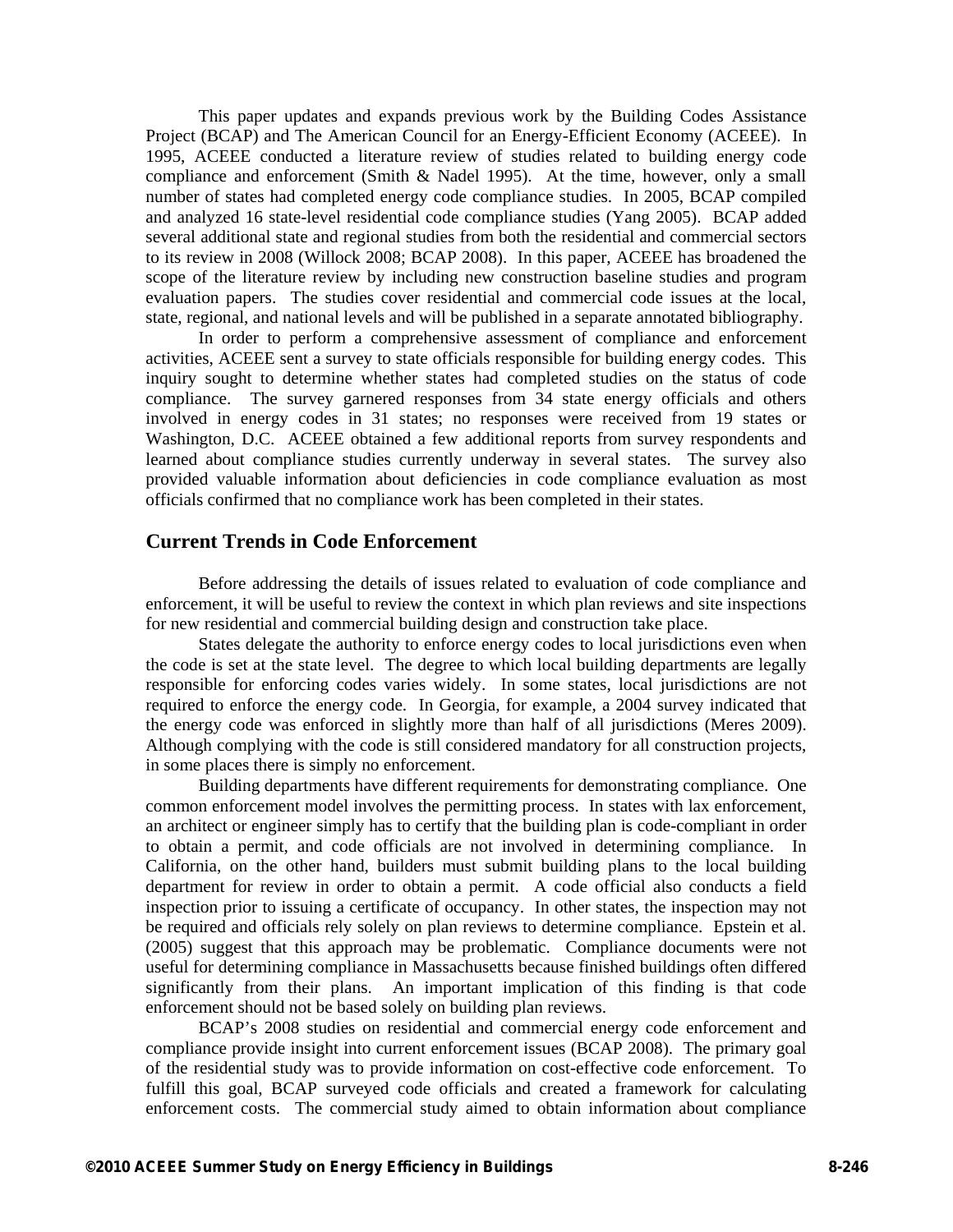This paper updates and expands previous work by the Building Codes Assistance Project (BCAP) and The American Council for an Energy-Efficient Economy (ACEEE). In 1995, ACEEE conducted a literature review of studies related to building energy code compliance and enforcement (Smith & Nadel 1995). At the time, however, only a small number of states had completed energy code compliance studies. In 2005, BCAP compiled and analyzed 16 state-level residential code compliance studies (Yang 2005). BCAP added several additional state and regional studies from both the residential and commercial sectors to its review in 2008 (Willock 2008; BCAP 2008). In this paper, ACEEE has broadened the scope of the literature review by including new construction baseline studies and program evaluation papers. The studies cover residential and commercial code issues at the local, state, regional, and national levels and will be published in a separate annotated bibliography.

In order to perform a comprehensive assessment of compliance and enforcement activities, ACEEE sent a survey to state officials responsible for building energy codes. This inquiry sought to determine whether states had completed studies on the status of code compliance. The survey garnered responses from 34 state energy officials and others involved in energy codes in 31 states; no responses were received from 19 states or Washington, D.C. ACEEE obtained a few additional reports from survey respondents and learned about compliance studies currently underway in several states. The survey also provided valuable information about deficiencies in code compliance evaluation as most officials confirmed that no compliance work has been completed in their states.

## Current Trends in Code Enforcement

Before addressing the details of issues related to evaluation of code compliance and enforcement, it will be useful to review the context in which plan reviews and site inspections for new residential and commercial building design and construction take place.

States delegate the authority to enforce energy codes to local jurisdictions even when the code is set at the state level. The degree to which local building departments are legally responsible for enforcing codes varies widely. In some states, local jurisdictions are not required to enforce the energy code. In Georgia, for example, a 2004 survey indicated that the energy code was enforced in slightly more than half of all jurisdictions (Meres 2009). Although complying with the code is still considered mandatory for all construction projects, in some places there is simply no enforcement.

Building departments have different requirements for demonstrating compliance. One common enforcement model involves the permitting process. In states with lax enforcement, an architect or engineer simply has to certify that the building plan is code-compliant in order to obtain a permit, and code officials are not involved in determining compliance. In California, on the other hand, builders must submit building plans to the local building department for review in order to obtain a permit. A code official also conducts a field inspection prior to issuing a certificate of occupancy. In other states, the inspection may not be required and officials rely solely on plan reviews to determine compliance. Epstein et al. (2005) suggest that this approach may be problematic. Compliance documents were not useful for determining compliance in Massachusetts because finished buildings often differed significantly from their plans. An important implication of this finding is that code enforcement should not be based solely on building plan reviews.

BCAP's 2008 studies on residential and commercial energy code enforcement and compliance provide insight into current enforcement issues (BCAP 2008). The primary goal of the residential study was to provide information on cost-effective code enforcement. To fulfill this goal, BCAP surveyed code officials and created a framework for calculating enforcement costs. The commercial study aimed to obtain information about compliance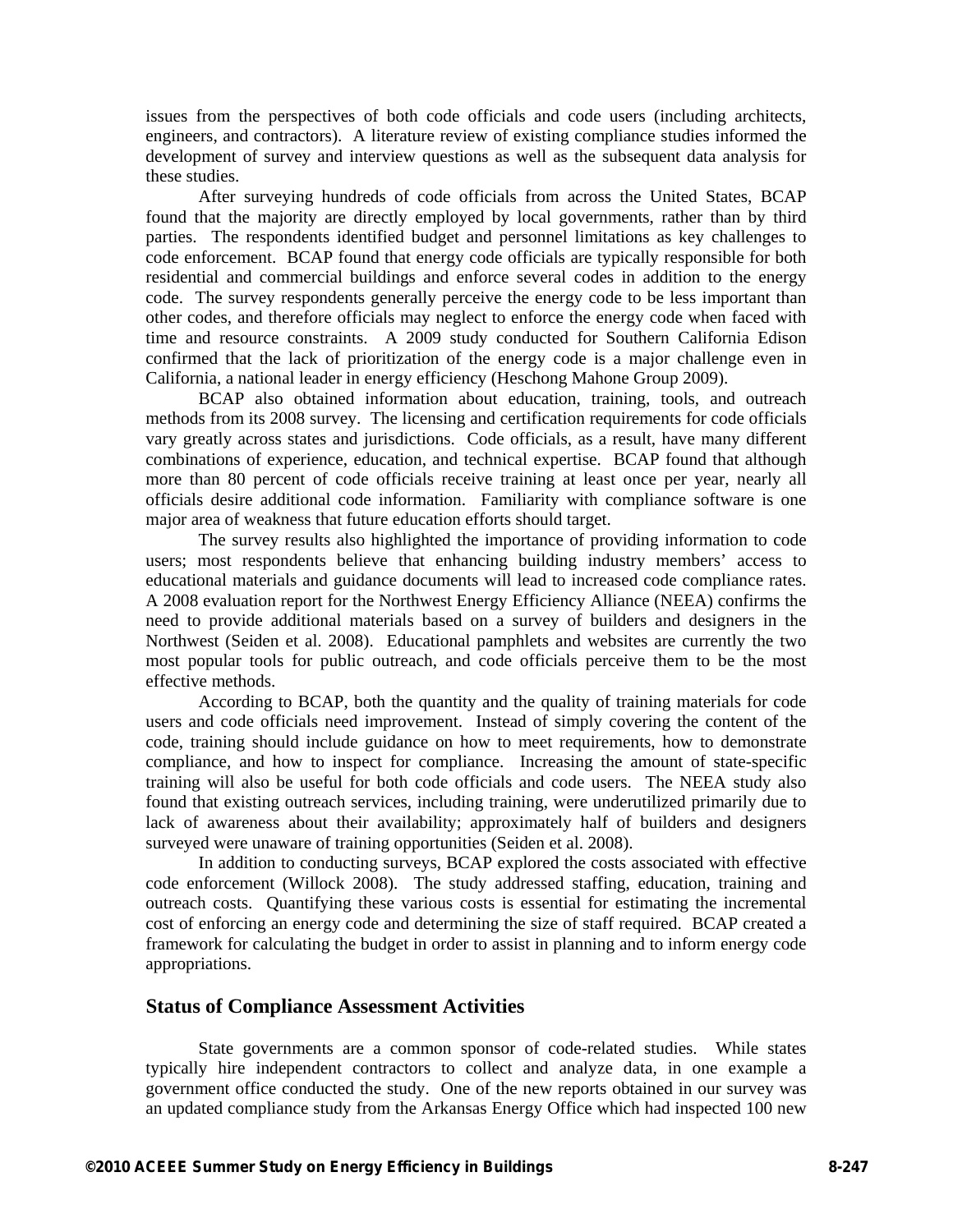issues from the perspectives of both code officials and code users (including architects, engineers, and contractors). A literature review of existing compliance studies informed the development of survey and interview questions as well as the subsequent data analysis for these studies.

After surveying hundreds of code officials from across the United States, BCAP found that the majority are directly employed by local governments, rather than by third parties. The respondents identified budget and personnel limitations as key challenges to code enforcement. BCAP found that energy code officials are typically responsible for both residential and commercial buildings and enforce several codes in addition to the energy code. The survey respondents generally perceive the energy code to be less important than other codes, and therefore officials may neglect to enforce the energy code when faced with time and resource constraints. A 2009 study conducted for Southern California Edison confirmed that the lack of prioritization of the energy code is a major challenge even in California, a national leader in energy efficiency (Heschong Mahone Group 2009).

BCAP also obtained information about education, training, tools, and outreach methods from its 2008 survey. The licensing and certification requirements for code officials vary greatly across states and jurisdictions. Code officials, as a result, have many different combinations of experience, education, and technical expertise. BCAP found that although more than 80 percent of code officials receive training at least once per year, nearly all officials desire additional code information. Familiarity with compliance software is one major area of weakness that future education efforts should target.

The survey results also highlighted the importance of providing information to code users; most respondents believe that enhancing building industry members' access to educational materials and guidance documents will lead to increased code compliance rates. A 2008 evaluation report for the Northwest Energy Efficiency Alliance (NEEA) confirms the need to provide additional materials based on a survey of builders and designers in the Northwest (Seiden et al. 2008). Educational pamphlets and websites are currently the two most popular tools for public outreach, and code officials perceive them to be the most effective methods.

According to BCAP, both the quantity and the quality of training materials for code users and code officials need improvement. Instead of simply covering the content of the code, training should include guidance on how to meet requirements, how to demonstrate compliance, and how to inspect for compliance. Increasing the amount of state-specific training will also be useful for both code officials and code users. The NEEA study also found that existing outreach services, including training, were underutilized primarily due to lack of awareness about their availability; approximately half of builders and designers surveyed were unaware of training opportunities (Seiden et al. 2008).

In addition to conducting surveys, BCAP explored the costs associated with effective code enforcement (Willock 2008). The study addressed staffing, education, training and outreach costs. Quantifying these various costs is essential for estimating the incremental cost of enforcing an energy code and determining the size of staff required. BCAP created a framework for calculating the budget in order to assist in planning and to inform energy code appropriations.

## Status of Compliance Assessment Activities

State governments are a common sponsor of code-related studies. While states typically hire independent contractors to collect and analyze data, in one example a government office conducted the study. One of the new reports obtained in our survey was an updated compliance study from the Arkansas Energy Office which had inspected 100 new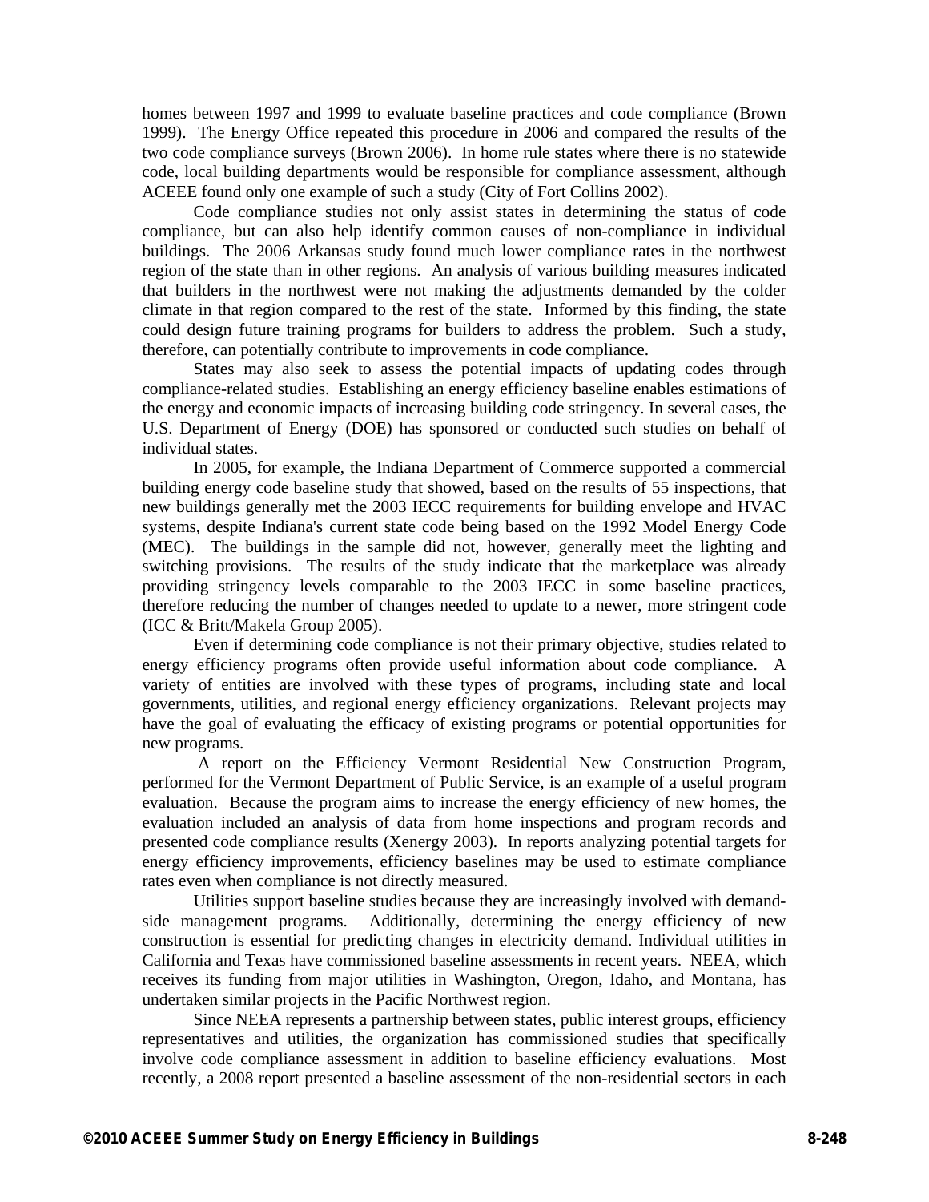homes between 1997 and 1999 to evaluate baseline practices and code compliance (Brown 1999). The Energy Office repeated this procedure in 2006 and compared the results of the two code compliance surveys (Brown 2006). In home rule states where there is no statewide code, local building departments would be responsible for compliance assessment, although ACEEE found only one example of such a study (City of Fort Collins 2002).

Code compliance studies not only assist states in determining the status of code compliance, but can also help identify common causes of non-compliance in individual buildings. The 2006 Arkansas study found much lower compliance rates in the northwest region of the state than in other regions. An analysis of various building measures indicated that builders in the northwest were not making the adjustments demanded by the colder climate in that region compared to the rest of the state. Informed by this finding, the state could design future training programs for builders to address the problem. Such a study, therefore, can potentially contribute to improvements in code compliance.

States may also seek to assess the potential impacts of updating codes through compliance-related studies. Establishing an energy efficiency baseline enables estimations of the energy and economic impacts of increasing building code stringency. In several cases, the U.S. Department of Energy (DOE) has sponsored or conducted such studies on behalf of individual states.

In 2005, for example, the Indiana Department of Commerce supported a commercial building energy code baseline study that showed, based on the results of 55 inspections, that new buildings generally met the 2003 IECC requirements for building envelope and HVAC systems, despite Indiana's current state code being based on the 1992 Model Energy Code (MEC). The buildings in the sample did not, however, generally meet the lighting and switching provisions. The results of the study indicate that the marketplace was already providing stringency levels comparable to the 2003 IECC in some baseline practices, therefore reducing the number of changes needed to update to a newer, more stringent code (ICC & Britt/Makela Group 2005).

Even if determining code compliance is not their primary objective, studies related to energy efficiency programs often provide useful information about code compliance. A variety of entities are involved with these types of programs, including state and local governments, utilities, and regional energy efficiency organizations. Relevant projects may have the goal of evaluating the efficacy of existing programs or potential opportunities for new programs.

A report on the Efficiency Vermont Residential New Construction Program, performed for the Vermont Department of Public Service, is an example of a useful program evaluation. Because the program aims to increase the energy efficiency of new homes, the evaluation included an analysis of data from home inspections and program records and presented code compliance results (Xenergy 2003). In reports analyzing potential targets for energy efficiency improvements, efficiency baselines may be used to estimate compliance rates even when compliance is not directly measured.

Utilities support baseline studies because they are increasingly involved with demand-side management programs. Additionally, determining the energy efficiency of new construction is essential for predicting changes in electricity demand. Individual utilities in California and Texas have commissioned baseline assessments in recent years. NEEA, which receives its funding from major utilities in Washington, Oregon, Idaho, and Montana, has undertaken similar projects in the Pacific Northwest region.

Since NEEA represents a partnership between states, public interest groups, efficiency representatives and utilities, the organization has commissioned studies that specifically involve code compliance assessment in addition to baseline efficiency evaluations. Most recently, a 2008 report presented a baseline assessment of the non-residential sectors in each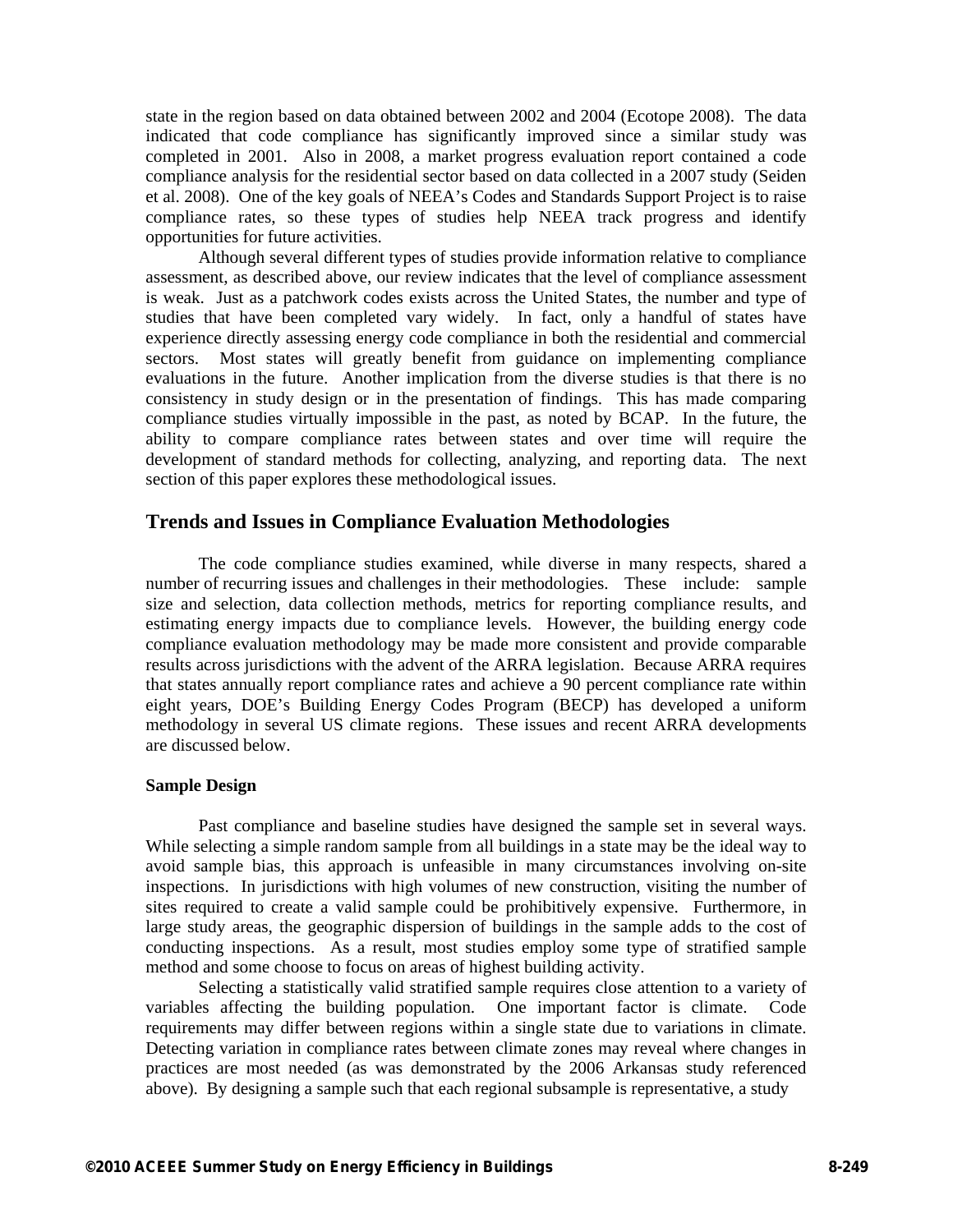state in the region based on data obtained between 2002 and 2004 (Ecotope 2008). The data indicated that code compliance has significantly improved since a similar study was completed in 2001. Also in 2008, a market progress evaluation report contained a code compliance analysis for the residential sector based on data collected in a 2007 study (Seiden et al. 2008). One of the key goals of NEEA's Codes and Standards Support Project is to raise compliance rates, so these types of studies help NEEA track progress and identify opportunities for future activities.

Although several different types of studies provide information relative to compliance assessment, as described above, our review indicates that the level of compliance assessment is weak. Just as a patchwork codes exists across the United States, the number and type of studies that have been completed vary widely. In fact, only a handful of states have experience directly assessing energy code compliance in both the residential and commercial sectors. Most states will greatly benefit from guidance on implementing compliance evaluations in the future. Another implication from the diverse studies is that there is no consistency in study design or in the presentation of findings. This has made comparing compliance studies virtually impossible in the past, as noted by BCAP. In the future, the ability to compare compliance rates between states and over time will require the development of standard methods for collecting, analyzing, and reporting data. The next section of this paper explores these methodological issues.

## Trends and Issues in Compliance Evaluation Methodologies

The code compliance studies examined, while diverse in many respects, shared a number of recurring issues and challenges in their methodologies. These include: sample size and selection, data collection methods, metrics for reporting compliance results, and estimating energy impacts due to compliance levels. However, the building energy code compliance evaluation methodology may be made more consistent and provide comparable results across jurisdictions with the advent of the ARRA legislation. Because ARRA requires that states annually report compliance rates and achieve a 90 percent compliance rate within eight years, DOE's Building Energy Codes Program (BECP) has developed a uniform methodology in several US climate regions. These issues and recent ARRA developments are discussed below.

### Sample Design

Past compliance and baseline studies have designed the sample set in several ways. While selecting a simple random sample from all buildings in a state may be the ideal way to avoid sample bias, this approach is unfeasible in many circumstances involving on-site inspections. In jurisdictions with high volumes of new construction, visiting the number of sites required to create a valid sample could be prohibitively expensive. Furthermore, in large study areas, the geographic dispersion of buildings in the sample adds to the cost of conducting inspections. As a result, most studies employ some type of stratified sample method and some choose to focus on areas of highest building activity.

Selecting a statistically valid stratified sample requires close attention to a variety of variables affecting the building population. One important factor is climate. Code requirements may differ between regions within a single state due to variations in climate. Detecting variation in compliance rates between climate zones may reveal where changes in practices are most needed (as was demonstrated by the 2006 Arkansas study referenced above). By designing a sample such that each regional subsample is representative, a study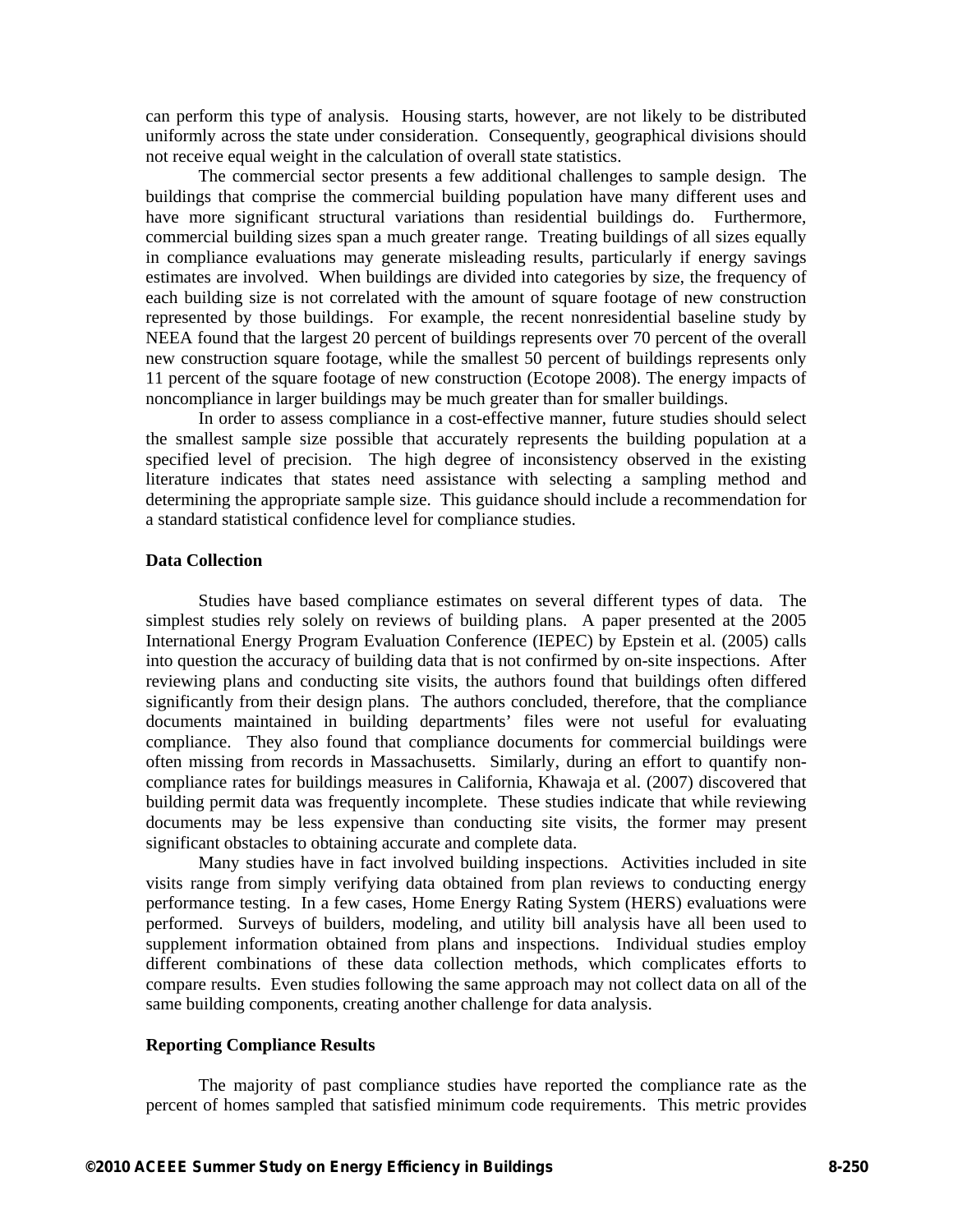can perform this type of analysis. Housing starts, however, are not likely to be distributed uniformly across the state under consideration. Consequently, geographical divisions should not receive equal weight in the calculation of overall state statistics.

The commercial sector presents a few additional challenges to sample design. The buildings that comprise the commercial building population have many different uses and have more significant structural variations than residential buildings do. Furthermore, commercial building sizes span a much greater range. Treating buildings of all sizes equally in compliance evaluations may generate misleading results, particularly if energy savings estimates are involved. When buildings are divided into categories by size, the frequency of each building size is not correlated with the amount of square footage of new construction represented by those buildings. For example, the recent nonresidential baseline study by NEEA found that the largest 20 percent of buildings represents over 70 percent of the overall new construction square footage, while the smallest 50 percent of buildings represents only 11 percent of the square footage of new construction (Ecotope 2008). The energy impacts of noncompliance in larger buildings may be much greater than for smaller buildings.

In order to assess compliance in a cost-effective manner, future studies should select the smallest sample size possible that accurately represents the building population at a specified level of precision. The high degree of inconsistency observed in the existing literature indicates that states need assistance with selecting a sampling method and determining the appropriate sample size. This guidance should include a recommendation for a standard statistical confidence level for compliance studies.

### Data Collection

Studies have based compliance estimates on several different types of data. The simplest studies rely solely on reviews of building plans. A paper presented at the 2005 International Energy Program Evaluation Conference (IEPEC) by Epstein et al. (2005) calls into question the accuracy of building data that is not confirmed by on-site inspections. After reviewing plans and conducting site visits, the authors found that buildings often differed significantly from their design plans. The authors concluded, therefore, that the compliance documents maintained in building departments' files were not useful for evaluating compliance. They also found that compliance documents for commercial buildings were often missing from records in Massachusetts. Similarly, during an effort to quantify non-compliance rates for buildings measures in California, Khawaja et al. (2007) discovered that building permit data was frequently incomplete. These studies indicate that while reviewing documents may be less expensive than conducting site visits, the former may present significant obstacles to obtaining accurate and complete data.

Many studies have in fact involved building inspections. Activities included in site visits range from simply verifying data obtained from plan reviews to conducting energy performance testing. In a few cases, Home Energy Rating System (HERS) evaluations were performed. Surveys of builders, modeling, and utility bill analysis have all been used to supplement information obtained from plans and inspections. Individual studies employ different combinations of these data collection methods, which complicates efforts to compare results. Even studies following the same approach may not collect data on all of the same building components, creating another challenge for data analysis.

### Reporting Compliance Results

The majority of past compliance studies have reported the compliance rate as the percent of homes sampled that satisfied minimum code requirements. This metric provides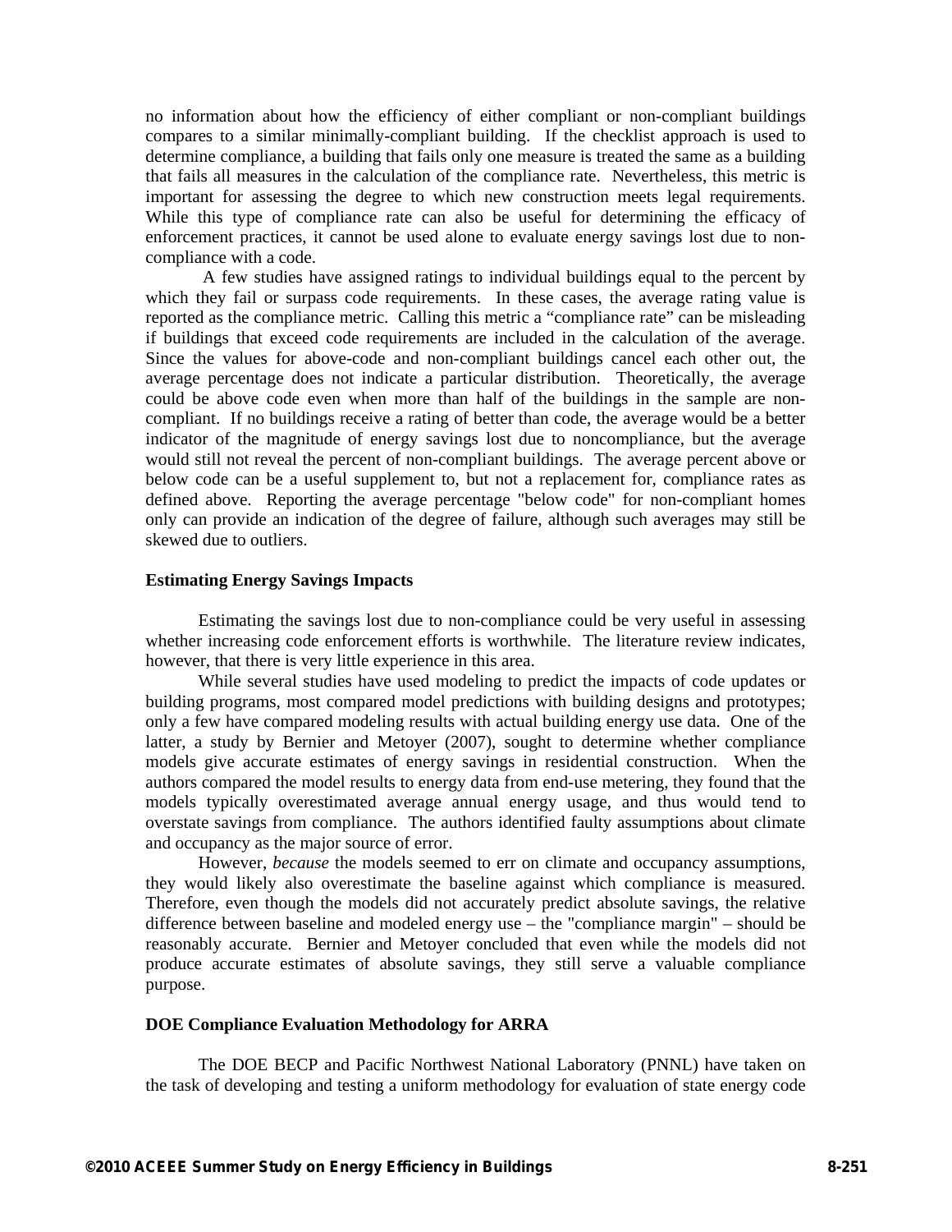no information about how the efficiency of either compliant or non-compliant buildings compares to a similar minimally-compliant building. If the checklist approach is used to determine compliance, a building that fails only one measure is treated the same as a building that fails all measures in the calculation of the compliance rate. Nevertheless, this metric is important for assessing the degree to which new construction meets legal requirements. While this type of compliance rate can also be useful for determining the efficacy of enforcement practices, it cannot be used alone to evaluate energy savings lost due to non-compliance with a code.

A few studies have assigned ratings to individual buildings equal to the percent by which they fail or surpass code requirements. In these cases, the average rating value is reported as the compliance metric. Calling this metric a "compliance rate" can be misleading if buildings that exceed code requirements are included in the calculation of the average. Since the values for above-code and non-compliant buildings cancel each other out, the average percentage does not indicate a particular distribution. Theoretically, the average could be above code even when more than half of the buildings in the sample are non-compliant. If no buildings receive a rating of better than code, the average would be a better indicator of the magnitude of energy savings lost due to noncompliance, but the average would still not reveal the percent of non-compliant buildings. The average percent above or below code can be a useful supplement to, but not a replacement for, compliance rates as defined above. Reporting the average percentage "below code" for non-compliant homes only can provide an indication of the degree of failure, although such averages may still be skewed due to outliers.

### Estimating Energy Savings Impacts

Estimating the savings lost due to non-compliance could be very useful in assessing whether increasing code enforcement efforts is worthwhile. The literature review indicates, however, that there is very little experience in this area.

While several studies have used modeling to predict the impacts of code updates or building programs, most compared model predictions with building designs and prototypes; only a few have compared modeling results with actual building energy use data. One of the latter, a study by Bernier and Metoyer (2007), sought to determine whether compliance models give accurate estimates of energy savings in residential construction. When the authors compared the model results to energy data from end-use metering, they found that the models typically overestimated average annual energy usage, and thus would tend to overstate savings from compliance. The authors identified faulty assumptions about climate and occupancy as the major source of error.

However, *because* the models seemed to err on climate and occupancy assumptions, they would likely also overestimate the baseline against which compliance is measured. Therefore, even though the models did not accurately predict absolute savings, the relative difference between baseline and modeled energy use – the "compliance margin" – should be reasonably accurate. Bernier and Metoyer concluded that even while the models did not produce accurate estimates of absolute savings, they still serve a valuable compliance purpose.

### DOE Compliance Evaluation Methodology for ARRA

The DOE BECP and Pacific Northwest National Laboratory (PNNL) have taken on the task of developing and testing a uniform methodology for evaluation of state energy code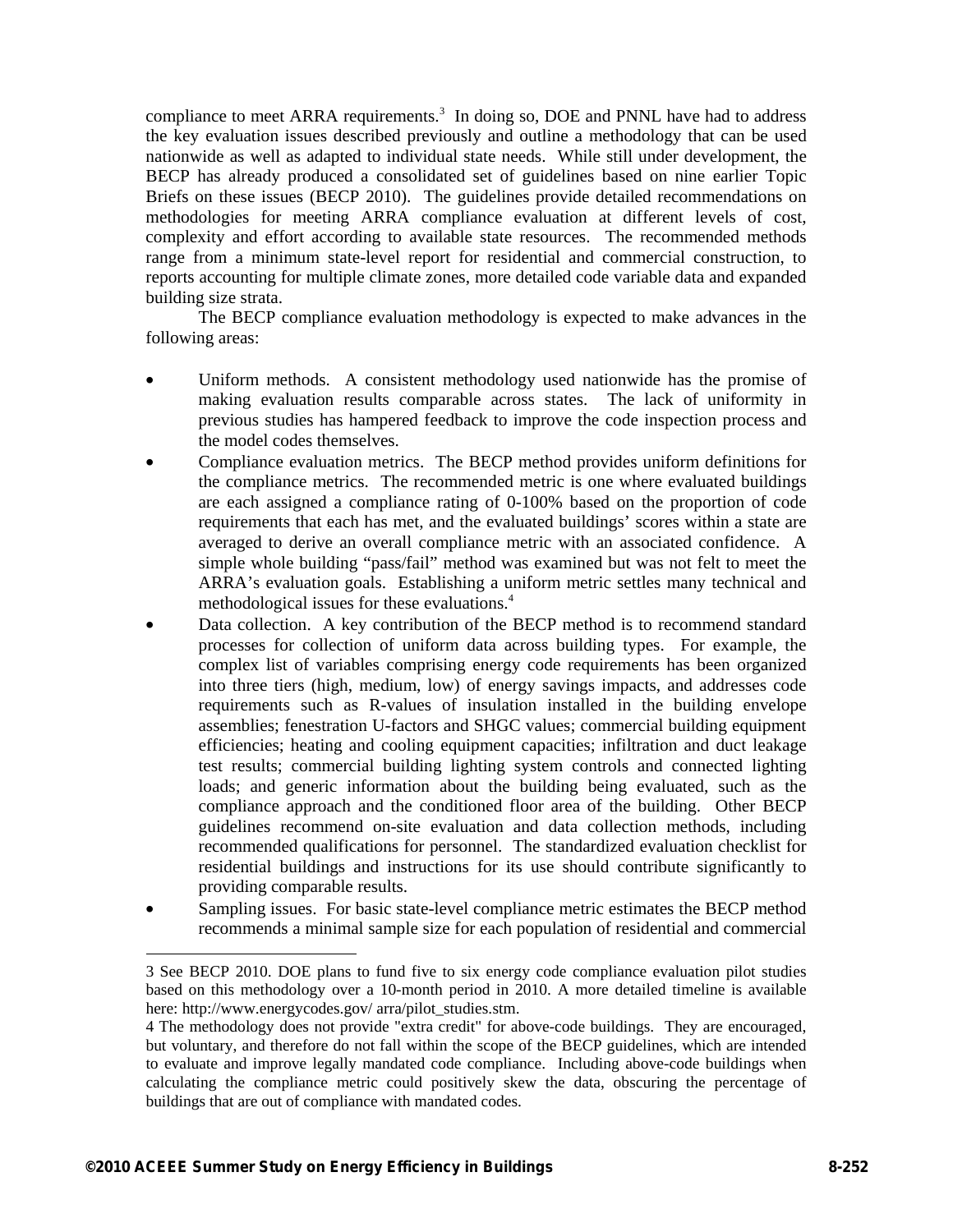compliance to meet ARRA requirements.[3] In doing so, DOE and PNNL have had to address the key evaluation issues described previously and outline a methodology that can be used nationwide as well as adapted to individual state needs. While still under development, the BECP has already produced a consolidated set of guidelines based on nine earlier Topic Briefs on these issues (BECP 2010). The guidelines provide detailed recommendations on methodologies for meeting ARRA compliance evaluation at different levels of cost, complexity and effort according to available state resources. The recommended methods range from a minimum state-level report for residential and commercial construction, to reports accounting for multiple climate zones, more detailed code variable data and expanded building size strata.

The BECP compliance evaluation methodology is expected to make advances in the following areas:

- Uniform methods. A consistent methodology used nationwide has the promise of making evaluation results comparable across states. The lack of uniformity in previous studies has hampered feedback to improve the code inspection process and the model codes themselves.
- Compliance evaluation metrics. The BECP method provides uniform definitions for the compliance metrics. The recommended metric is one where evaluated buildings are each assigned a compliance rating of 0-100% based on the proportion of code requirements that each has met, and the evaluated buildings' scores within a state are averaged to derive an overall compliance metric with an associated confidence. A simple whole building "pass/fail" method was examined but was not felt to meet the ARRA's evaluation goals. Establishing a uniform metric settles many technical and methodological issues for these evaluations.[4]
- Data collection. A key contribution of the BECP method is to recommend standard processes for collection of uniform data across building types. For example, the complex list of variables comprising energy code requirements has been organized into three tiers (high, medium, low) of energy savings impacts, and addresses code requirements such as R-values of insulation installed in the building envelope assemblies; fenestration U-factors and SHGC values; commercial building equipment efficiencies; heating and cooling equipment capacities; infiltration and duct leakage test results; commercial building lighting system controls and connected lighting loads; and generic information about the building being evaluated, such as the compliance approach and the conditioned floor area of the building. Other BECP guidelines recommend on-site evaluation and data collection methods, including recommended qualifications for personnel. The standardized evaluation checklist for residential buildings and instructions for its use should contribute significantly to providing comparable results.
- Sampling issues. For basic state-level compliance metric estimates the BECP method recommends a minimal sample size for each population of residential and commercial

---

3 See BECP 2010. DOE plans to fund five to six energy code compliance evaluation pilot studies based on this methodology over a 10-month period in 2010. A more detailed timeline is available here: http://www.energycodes.gov/ arra/pilot_studies.stm.

4 The methodology does not provide "extra credit" for above-code buildings. They are encouraged, but voluntary, and therefore do not fall within the scope of the BECP guidelines, which are intended to evaluate and improve legally mandated code compliance. Including above-code buildings when calculating the compliance metric could positively skew the data, obscuring the percentage of buildings that are out of compliance with mandated codes.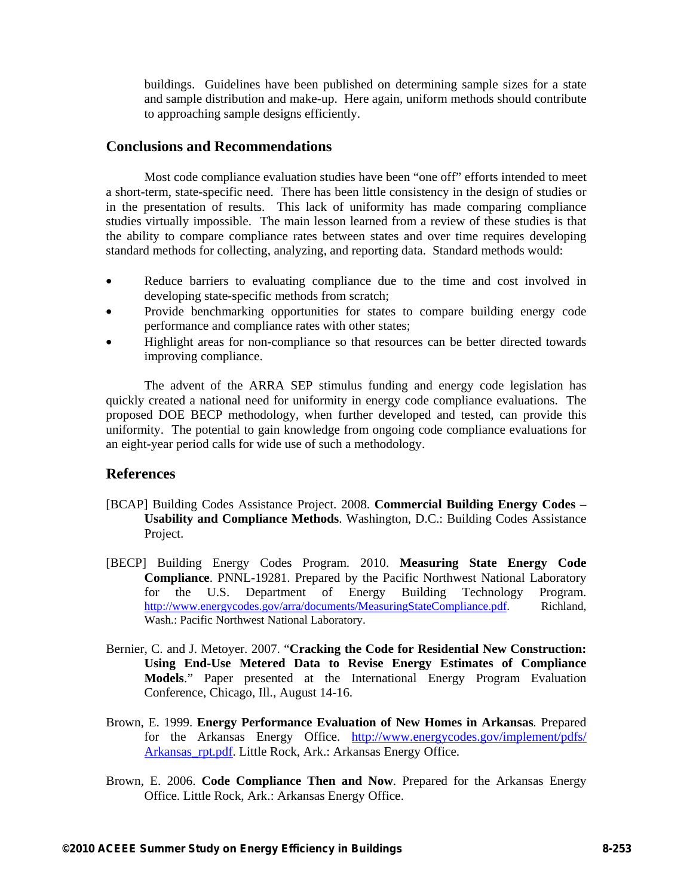buildings. Guidelines have been published on determining sample sizes for a state and sample distribution and make-up. Here again, uniform methods should contribute to approaching sample designs efficiently.

## Conclusions and Recommendations

Most code compliance evaluation studies have been "one off" efforts intended to meet a short-term, state-specific need. There has been little consistency in the design of studies or in the presentation of results. This lack of uniformity has made comparing compliance studies virtually impossible. The main lesson learned from a review of these studies is that the ability to compare compliance rates between states and over time requires developing standard methods for collecting, analyzing, and reporting data. Standard methods would:

- Reduce barriers to evaluating compliance due to the time and cost involved in developing state-specific methods from scratch;
- Provide benchmarking opportunities for states to compare building energy code performance and compliance rates with other states;
- Highlight areas for non-compliance so that resources can be better directed towards improving compliance.

The advent of the ARRA SEP stimulus funding and energy code legislation has quickly created a national need for uniformity in energy code compliance evaluations. The proposed DOE BECP methodology, when further developed and tested, can provide this uniformity. The potential to gain knowledge from ongoing code compliance evaluations for an eight-year period calls for wide use of such a methodology.

## References

[BCAP] Building Codes Assistance Project. 2008. **Commercial Building Energy Codes – Usability and Compliance Methods**. Washington, D.C.: Building Codes Assistance Project.

[BECP] Building Energy Codes Program. 2010. **Measuring State Energy Code Compliance**. PNNL-19281. Prepared by the Pacific Northwest National Laboratory for the U.S. Department of Energy Building Technology Program. http://www.energycodes.gov/arra/documents/MeasuringStateCompliance.pdf. Richland, Wash.: Pacific Northwest National Laboratory.

Bernier, C. and J. Metoyer. 2007. "**Cracking the Code for Residential New Construction: Using End-Use Metered Data to Revise Energy Estimates of Compliance Models**." Paper presented at the International Energy Program Evaluation Conference, Chicago, Ill., August 14-16.

Brown, E. 1999. **Energy Performance Evaluation of New Homes in Arkansas**. Prepared for the Arkansas Energy Office. http://www.energycodes.gov/implement/pdfs/Arkansas_rpt.pdf. Little Rock, Ark.: Arkansas Energy Office.

Brown, E. 2006. **Code Compliance Then and Now**. Prepared for the Arkansas Energy Office. Little Rock, Ark.: Arkansas Energy Office.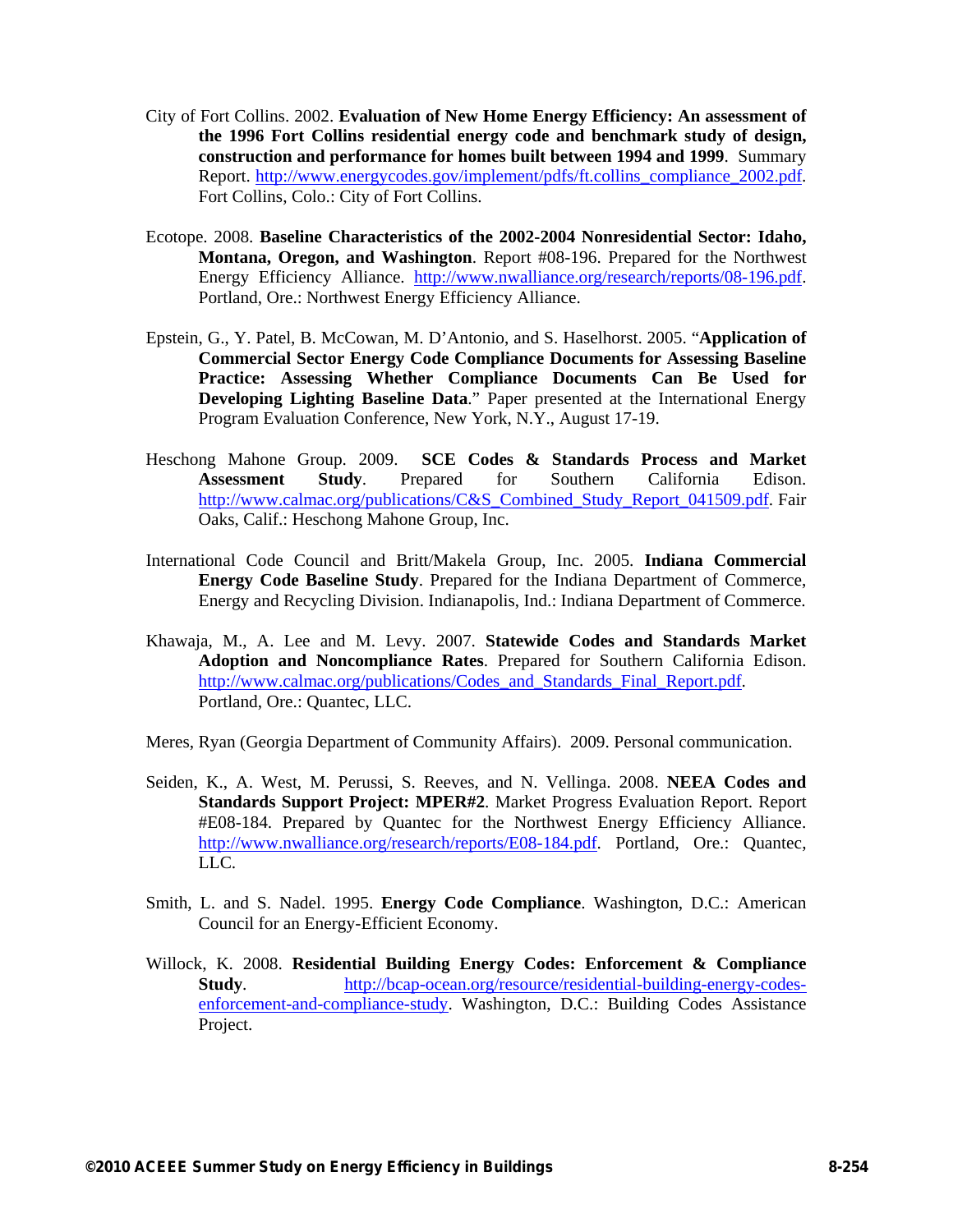City of Fort Collins. 2002. **Evaluation of New Home Energy Efficiency: An assessment of the 1996 Fort Collins residential energy code and benchmark study of design, construction and performance for homes built between 1994 and 1999**. Summary Report. http://www.energycodes.gov/implement/pdfs/ft.collins_compliance_2002.pdf. Fort Collins, Colo.: City of Fort Collins.

Ecotope. 2008. **Baseline Characteristics of the 2002-2004 Nonresidential Sector: Idaho, Montana, Oregon, and Washington**. Report #08-196. Prepared for the Northwest Energy Efficiency Alliance. http://www.nwalliance.org/research/reports/08-196.pdf. Portland, Ore.: Northwest Energy Efficiency Alliance.

Epstein, G., Y. Patel, B. McCowan, M. D'Antonio, and S. Haselhorst. 2005. "**Application of Commercial Sector Energy Code Compliance Documents for Assessing Baseline Practice: Assessing Whether Compliance Documents Can Be Used for Developing Lighting Baseline Data**." Paper presented at the International Energy Program Evaluation Conference, New York, N.Y., August 17-19.

Heschong Mahone Group. 2009. **SCE Codes & Standards Process and Market Assessment Study**. Prepared for Southern California Edison. http://www.calmac.org/publications/C&S_Combined_Study_Report_041509.pdf. Fair Oaks, Calif.: Heschong Mahone Group, Inc.

International Code Council and Britt/Makela Group, Inc. 2005. **Indiana Commercial Energy Code Baseline Study**. Prepared for the Indiana Department of Commerce, Energy and Recycling Division. Indianapolis, Ind.: Indiana Department of Commerce.

Khawaja, M., A. Lee and M. Levy. 2007. **Statewide Codes and Standards Market Adoption and Noncompliance Rates**. Prepared for Southern California Edison. http://www.calmac.org/publications/Codes_and_Standards_Final_Report.pdf. Portland, Ore.: Quantec, LLC.

Meres, Ryan (Georgia Department of Community Affairs). 2009. Personal communication.

Seiden, K., A. West, M. Perussi, S. Reeves, and N. Vellinga. 2008. **NEEA Codes and Standards Support Project: MPER#2**. Market Progress Evaluation Report. Report #E08-184. Prepared by Quantec for the Northwest Energy Efficiency Alliance. http://www.nwalliance.org/research/reports/E08-184.pdf. Portland, Ore.: Quantec, LLC.

Smith, L. and S. Nadel. 1995. **Energy Code Compliance**. Washington, D.C.: American Council for an Energy-Efficient Economy.

Willock, K. 2008. **Residential Building Energy Codes: Enforcement & Compliance Study**. http://bcap-ocean.org/resource/residential-building-energy-codes-enforcement-and-compliance-study. Washington, D.C.: Building Codes Assistance Project.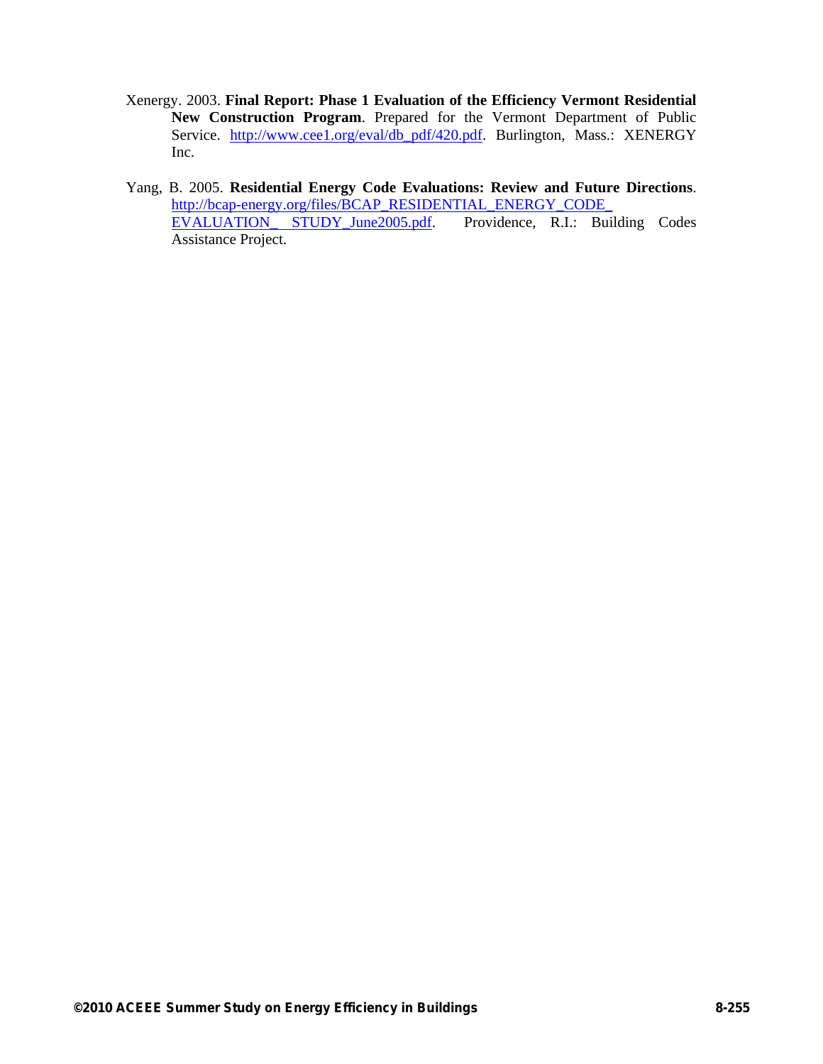Xenergy. 2003. **Final Report: Phase 1 Evaluation of the Efficiency Vermont Residential New Construction Program**. Prepared for the Vermont Department of Public Service. http://www.cee1.org/eval/db_pdf/420.pdf. Burlington, Mass.: XENERGY Inc.

Yang, B. 2005. **Residential Energy Code Evaluations: Review and Future Directions**. http://bcap-energy.org/files/BCAP_RESIDENTIAL_ENERGY_CODE_ EVALUATION_ STUDY_June2005.pdf. Providence, R.I.: Building Codes Assistance Project.